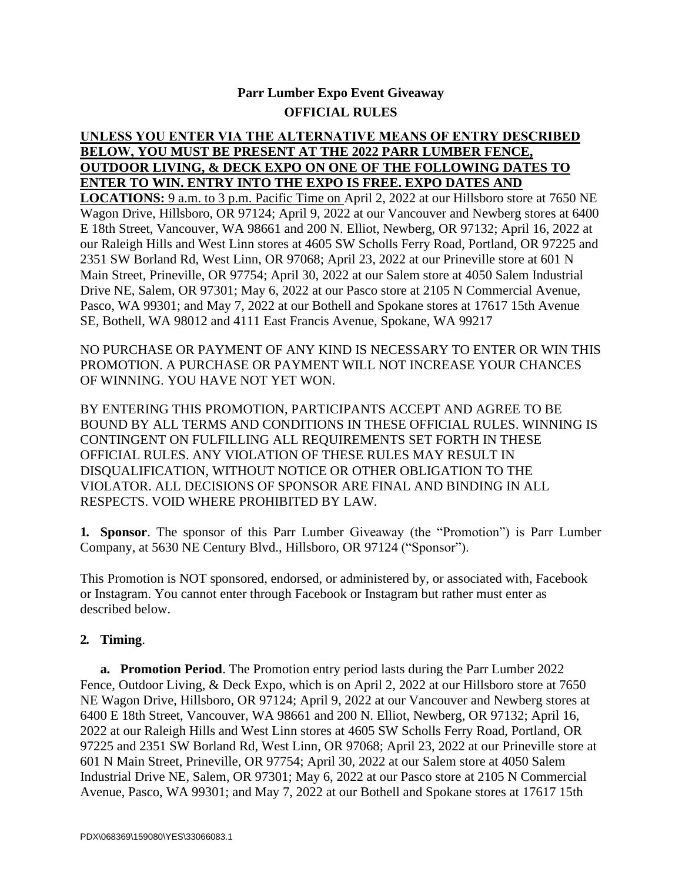# Parr Lumber Expo Event Giveaway

## OFFICIAL RULES

**UNLESS YOU ENTER VIA THE ALTERNATIVE MEANS OF ENTRY DESCRIBED BELOW, YOU MUST BE PRESENT AT THE 2022 PARR LUMBER FENCE, OUTDOOR LIVING, & DECK EXPO ON ONE OF THE FOLLOWING DATES TO ENTER TO WIN. ENTRY INTO THE EXPO IS FREE. EXPO DATES AND LOCATIONS:** 9 a.m. to 3 p.m. Pacific Time on April 2, 2022 at our Hillsboro store at 7650 NE Wagon Drive, Hillsboro, OR 97124; April 9, 2022 at our Vancouver and Newberg stores at 6400 E 18th Street, Vancouver, WA 98661 and 200 N. Elliot, Newberg, OR 97132; April 16, 2022 at our Raleigh Hills and West Linn stores at 4605 SW Scholls Ferry Road, Portland, OR 97225 and 2351 SW Borland Rd, West Linn, OR 97068; April 23, 2022 at our Prineville store at 601 N Main Street, Prineville, OR 97754; April 30, 2022 at our Salem store at 4050 Salem Industrial Drive NE, Salem, OR 97301; May 6, 2022 at our Pasco store at 2105 N Commercial Avenue, Pasco, WA 99301; and May 7, 2022 at our Bothell and Spokane stores at 17617 15th Avenue SE, Bothell, WA 98012 and 4111 East Francis Avenue, Spokane, WA 99217

NO PURCHASE OR PAYMENT OF ANY KIND IS NECESSARY TO ENTER OR WIN THIS PROMOTION. A PURCHASE OR PAYMENT WILL NOT INCREASE YOUR CHANCES OF WINNING. YOU HAVE NOT YET WON.

BY ENTERING THIS PROMOTION, PARTICIPANTS ACCEPT AND AGREE TO BE BOUND BY ALL TERMS AND CONDITIONS IN THESE OFFICIAL RULES. WINNING IS CONTINGENT ON FULFILLING ALL REQUIREMENTS SET FORTH IN THESE OFFICIAL RULES. ANY VIOLATION OF THESE RULES MAY RESULT IN DISQUALIFICATION, WITHOUT NOTICE OR OTHER OBLIGATION TO THE VIOLATOR. ALL DECISIONS OF SPONSOR ARE FINAL AND BINDING IN ALL RESPECTS. VOID WHERE PROHIBITED BY LAW.

**1. Sponsor**. The sponsor of this Parr Lumber Giveaway (the "Promotion") is Parr Lumber Company, at 5630 NE Century Blvd., Hillsboro, OR 97124 ("Sponsor").

This Promotion is NOT sponsored, endorsed, or administered by, or associated with, Facebook or Instagram. You cannot enter through Facebook or Instagram but rather must enter as described below.

**2. Timing**.

**a. Promotion Period**. The Promotion entry period lasts during the Parr Lumber 2022 Fence, Outdoor Living, & Deck Expo, which is on April 2, 2022 at our Hillsboro store at 7650 NE Wagon Drive, Hillsboro, OR 97124; April 9, 2022 at our Vancouver and Newberg stores at 6400 E 18th Street, Vancouver, WA 98661 and 200 N. Elliot, Newberg, OR 97132; April 16, 2022 at our Raleigh Hills and West Linn stores at 4605 SW Scholls Ferry Road, Portland, OR 97225 and 2351 SW Borland Rd, West Linn, OR 97068; April 23, 2022 at our Prineville store at 601 N Main Street, Prineville, OR 97754; April 30, 2022 at our Salem store at 4050 Salem Industrial Drive NE, Salem, OR 97301; May 6, 2022 at our Pasco store at 2105 N Commercial Avenue, Pasco, WA 99301; and May 7, 2022 at our Bothell and Spokane stores at 17617 15th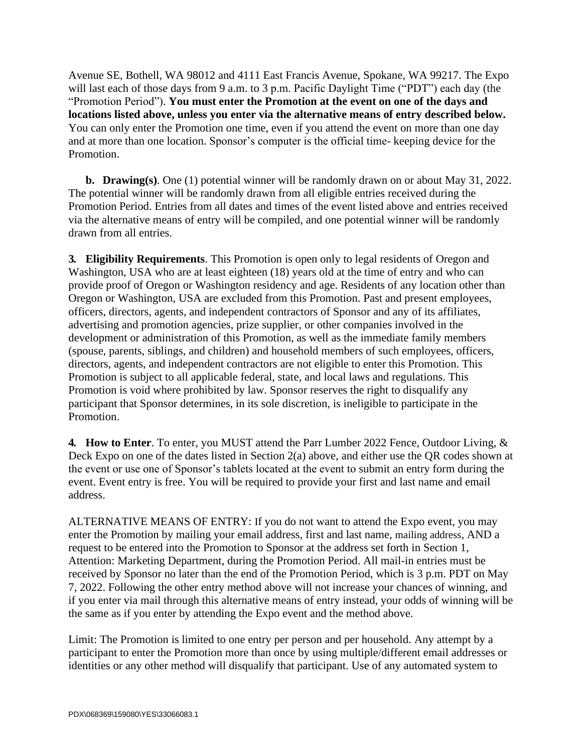Avenue SE, Bothell, WA 98012 and 4111 East Francis Avenue, Spokane, WA 99217. The Expo will last each of those days from 9 a.m. to 3 p.m. Pacific Daylight Time ("PDT") each day (the "Promotion Period"). **You must enter the Promotion at the event on one of the days and locations listed above, unless you enter via the alternative means of entry described below.** You can only enter the Promotion one time, even if you attend the event on more than one day and at more than one location. Sponsor's computer is the official time- keeping device for the Promotion.

**b. Drawing(s)**. One (1) potential winner will be randomly drawn on or about May 31, 2022. The potential winner will be randomly drawn from all eligible entries received during the Promotion Period. Entries from all dates and times of the event listed above and entries received via the alternative means of entry will be compiled, and one potential winner will be randomly drawn from all entries.

**3. Eligibility Requirements**. This Promotion is open only to legal residents of Oregon and Washington, USA who are at least eighteen (18) years old at the time of entry and who can provide proof of Oregon or Washington residency and age. Residents of any location other than Oregon or Washington, USA are excluded from this Promotion. Past and present employees, officers, directors, agents, and independent contractors of Sponsor and any of its affiliates, advertising and promotion agencies, prize supplier, or other companies involved in the development or administration of this Promotion, as well as the immediate family members (spouse, parents, siblings, and children) and household members of such employees, officers, directors, agents, and independent contractors are not eligible to enter this Promotion. This Promotion is subject to all applicable federal, state, and local laws and regulations. This Promotion is void where prohibited by law. Sponsor reserves the right to disqualify any participant that Sponsor determines, in its sole discretion, is ineligible to participate in the Promotion.

**4. How to Enter**. To enter, you MUST attend the Parr Lumber 2022 Fence, Outdoor Living, & Deck Expo on one of the dates listed in Section 2(a) above, and either use the QR codes shown at the event or use one of Sponsor's tablets located at the event to submit an entry form during the event. Event entry is free. You will be required to provide your first and last name and email address.

ALTERNATIVE MEANS OF ENTRY: If you do not want to attend the Expo event, you may enter the Promotion by mailing your email address, first and last name, mailing address, AND a request to be entered into the Promotion to Sponsor at the address set forth in Section 1, Attention: Marketing Department, during the Promotion Period. All mail-in entries must be received by Sponsor no later than the end of the Promotion Period, which is 3 p.m. PDT on May 7, 2022. Following the other entry method above will not increase your chances of winning, and if you enter via mail through this alternative means of entry instead, your odds of winning will be the same as if you enter by attending the Expo event and the method above.

Limit: The Promotion is limited to one entry per person and per household. Any attempt by a participant to enter the Promotion more than once by using multiple/different email addresses or identities or any other method will disqualify that participant. Use of any automated system to

PDX\068369\159080\YES\33066083.1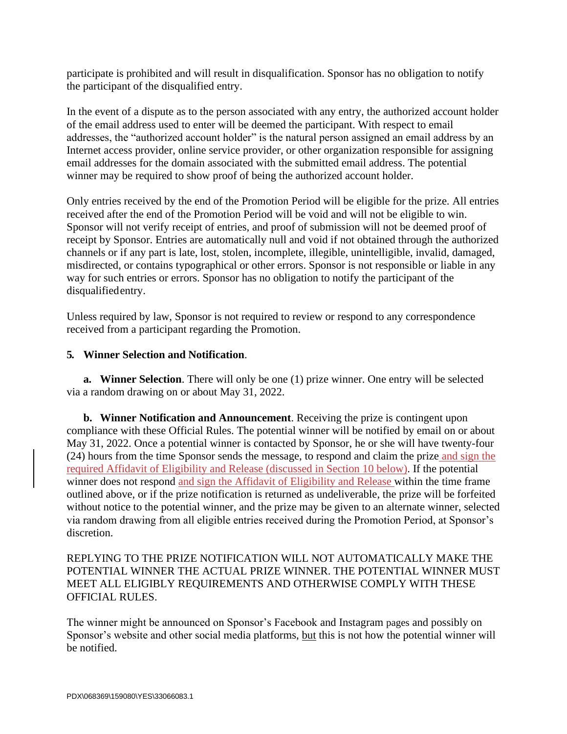participate is prohibited and will result in disqualification. Sponsor has no obligation to notify the participant of the disqualified entry.

In the event of a dispute as to the person associated with any entry, the authorized account holder of the email address used to enter will be deemed the participant. With respect to email addresses, the "authorized account holder" is the natural person assigned an email address by an Internet access provider, online service provider, or other organization responsible for assigning email addresses for the domain associated with the submitted email address. The potential winner may be required to show proof of being the authorized account holder.

Only entries received by the end of the Promotion Period will be eligible for the prize. All entries received after the end of the Promotion Period will be void and will not be eligible to win. Sponsor will not verify receipt of entries, and proof of submission will not be deemed proof of receipt by Sponsor. Entries are automatically null and void if not obtained through the authorized channels or if any part is late, lost, stolen, incomplete, illegible, unintelligible, invalid, damaged, misdirected, or contains typographical or other errors. Sponsor is not responsible or liable in any way for such entries or errors. Sponsor has no obligation to notify the participant of the disqualified entry.

Unless required by law, Sponsor is not required to review or respond to any correspondence received from a participant regarding the Promotion.

**5. Winner Selection and Notification**.

**a. Winner Selection**. There will only be one (1) prize winner. One entry will be selected via a random drawing on or about May 31, 2022.

**b. Winner Notification and Announcement**. Receiving the prize is contingent upon compliance with these Official Rules. The potential winner will be notified by email on or about May 31, 2022. Once a potential winner is contacted by Sponsor, he or she will have twenty-four (24) hours from the time Sponsor sends the message, to respond and claim the prize and sign the required Affidavit of Eligibility and Release (discussed in Section 10 below). If the potential winner does not respond and sign the Affidavit of Eligibility and Release within the time frame outlined above, or if the prize notification is returned as undeliverable, the prize will be forfeited without notice to the potential winner, and the prize may be given to an alternate winner, selected via random drawing from all eligible entries received during the Promotion Period, at Sponsor's discretion.

REPLYING TO THE PRIZE NOTIFICATION WILL NOT AUTOMATICALLY MAKE THE POTENTIAL WINNER THE ACTUAL PRIZE WINNER. THE POTENTIAL WINNER MUST MEET ALL ELIGIBLY REQUIREMENTS AND OTHERWISE COMPLY WITH THESE OFFICIAL RULES.

The winner might be announced on Sponsor's Facebook and Instagram pages and possibly on Sponsor's website and other social media platforms, but this is not how the potential winner will be notified.

PDX\068369\159080\YES\33066083.1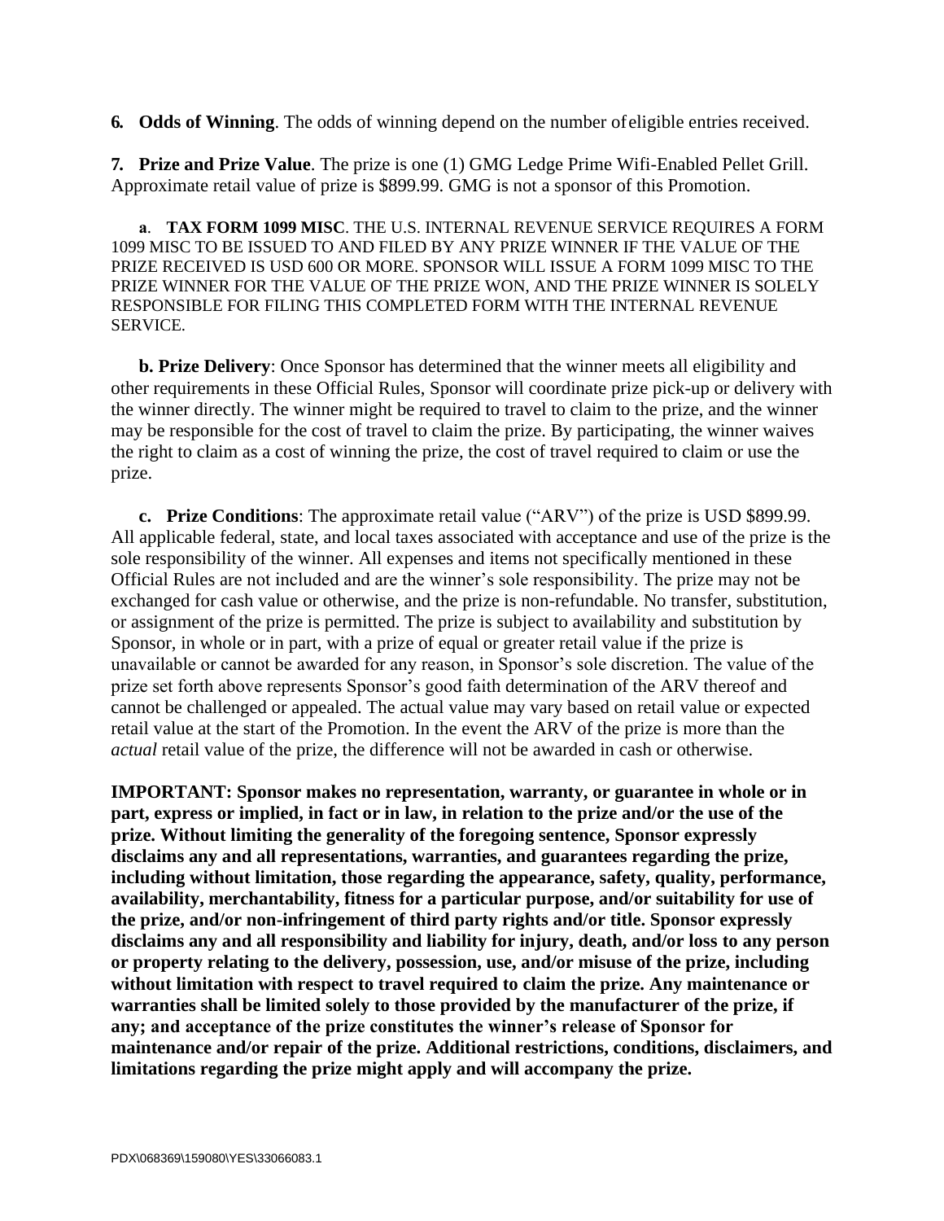**6. Odds of Winning**. The odds of winning depend on the number of eligible entries received.

**7. Prize and Prize Value**. The prize is one (1) GMG Ledge Prime Wifi-Enabled Pellet Grill. Approximate retail value of prize is $899.99. GMG is not a sponsor of this Promotion.

**a**. **TAX FORM 1099 MISC**. THE U.S. INTERNAL REVENUE SERVICE REQUIRES A FORM 1099 MISC TO BE ISSUED TO AND FILED BY ANY PRIZE WINNER IF THE VALUE OF THE PRIZE RECEIVED IS USD 600 OR MORE. SPONSOR WILL ISSUE A FORM 1099 MISC TO THE PRIZE WINNER FOR THE VALUE OF THE PRIZE WON, AND THE PRIZE WINNER IS SOLELY RESPONSIBLE FOR FILING THIS COMPLETED FORM WITH THE INTERNAL REVENUE SERVICE.

**b. Prize Delivery**: Once Sponsor has determined that the winner meets all eligibility and other requirements in these Official Rules, Sponsor will coordinate prize pick-up or delivery with the winner directly. The winner might be required to travel to claim to the prize, and the winner may be responsible for the cost of travel to claim the prize. By participating, the winner waives the right to claim as a cost of winning the prize, the cost of travel required to claim or use the prize.

**c. Prize Conditions**: The approximate retail value ("ARV") of the prize is USD $899.99. All applicable federal, state, and local taxes associated with acceptance and use of the prize is the sole responsibility of the winner. All expenses and items not specifically mentioned in these Official Rules are not included and are the winner's sole responsibility. The prize may not be exchanged for cash value or otherwise, and the prize is non-refundable. No transfer, substitution, or assignment of the prize is permitted. The prize is subject to availability and substitution by Sponsor, in whole or in part, with a prize of equal or greater retail value if the prize is unavailable or cannot be awarded for any reason, in Sponsor's sole discretion. The value of the prize set forth above represents Sponsor's good faith determination of the ARV thereof and cannot be challenged or appealed. The actual value may vary based on retail value or expected retail value at the start of the Promotion. In the event the ARV of the prize is more than the *actual* retail value of the prize, the difference will not be awarded in cash or otherwise.

**IMPORTANT: Sponsor makes no representation, warranty, or guarantee in whole or in part, express or implied, in fact or in law, in relation to the prize and/or the use of the prize. Without limiting the generality of the foregoing sentence, Sponsor expressly disclaims any and all representations, warranties, and guarantees regarding the prize, including without limitation, those regarding the appearance, safety, quality, performance, availability, merchantability, fitness for a particular purpose, and/or suitability for use of the prize, and/or non-infringement of third party rights and/or title. Sponsor expressly disclaims any and all responsibility and liability for injury, death, and/or loss to any person or property relating to the delivery, possession, use, and/or misuse of the prize, including without limitation with respect to travel required to claim the prize. Any maintenance or warranties shall be limited solely to those provided by the manufacturer of the prize, if any; and acceptance of the prize constitutes the winner's release of Sponsor for maintenance and/or repair of the prize. Additional restrictions, conditions, disclaimers, and limitations regarding the prize might apply and will accompany the prize.**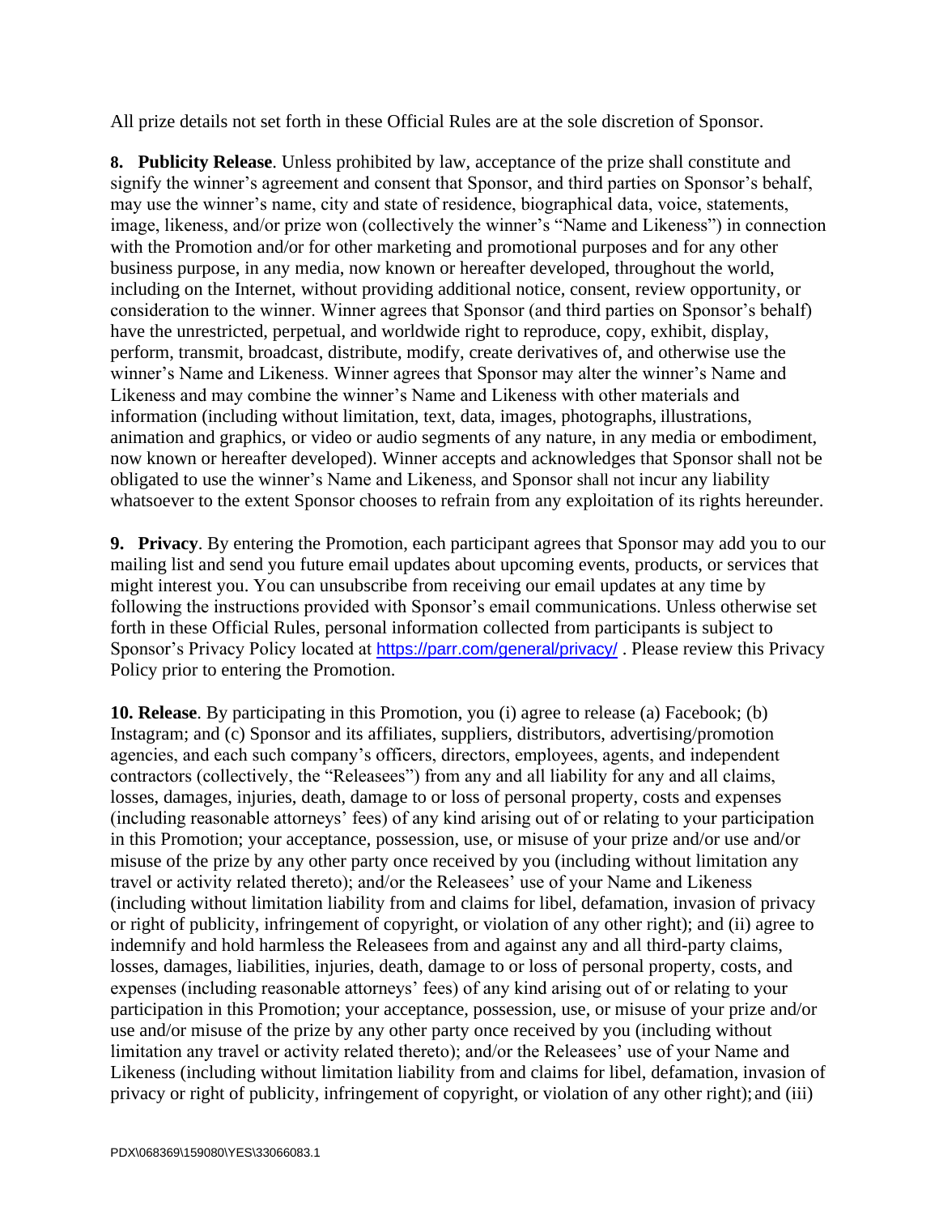All prize details not set forth in these Official Rules are at the sole discretion of Sponsor.

**8. Publicity Release**. Unless prohibited by law, acceptance of the prize shall constitute and signify the winner's agreement and consent that Sponsor, and third parties on Sponsor's behalf, may use the winner's name, city and state of residence, biographical data, voice, statements, image, likeness, and/or prize won (collectively the winner's "Name and Likeness") in connection with the Promotion and/or for other marketing and promotional purposes and for any other business purpose, in any media, now known or hereafter developed, throughout the world, including on the Internet, without providing additional notice, consent, review opportunity, or consideration to the winner. Winner agrees that Sponsor (and third parties on Sponsor's behalf) have the unrestricted, perpetual, and worldwide right to reproduce, copy, exhibit, display, perform, transmit, broadcast, distribute, modify, create derivatives of, and otherwise use the winner's Name and Likeness. Winner agrees that Sponsor may alter the winner's Name and Likeness and may combine the winner's Name and Likeness with other materials and information (including without limitation, text, data, images, photographs, illustrations, animation and graphics, or video or audio segments of any nature, in any media or embodiment, now known or hereafter developed). Winner accepts and acknowledges that Sponsor shall not be obligated to use the winner's Name and Likeness, and Sponsor shall not incur any liability whatsoever to the extent Sponsor chooses to refrain from any exploitation of its rights hereunder.

**9. Privacy**. By entering the Promotion, each participant agrees that Sponsor may add you to our mailing list and send you future email updates about upcoming events, products, or services that might interest you. You can unsubscribe from receiving our email updates at any time by following the instructions provided with Sponsor's email communications. Unless otherwise set forth in these Official Rules, personal information collected from participants is subject to Sponsor's Privacy Policy located at [https://parr.com/general/privacy/](https://parr.com/general/privacy/) . Please review this Privacy Policy prior to entering the Promotion.

**10. Release**. By participating in this Promotion, you (i) agree to release (a) Facebook; (b) Instagram; and (c) Sponsor and its affiliates, suppliers, distributors, advertising/promotion agencies, and each such company's officers, directors, employees, agents, and independent contractors (collectively, the "Releasees") from any and all liability for any and all claims, losses, damages, injuries, death, damage to or loss of personal property, costs and expenses (including reasonable attorneys' fees) of any kind arising out of or relating to your participation in this Promotion; your acceptance, possession, use, or misuse of your prize and/or use and/or misuse of the prize by any other party once received by you (including without limitation any travel or activity related thereto); and/or the Releasees' use of your Name and Likeness (including without limitation liability from and claims for libel, defamation, invasion of privacy or right of publicity, infringement of copyright, or violation of any other right); and (ii) agree to indemnify and hold harmless the Releasees from and against any and all third-party claims, losses, damages, liabilities, injuries, death, damage to or loss of personal property, costs, and expenses (including reasonable attorneys' fees) of any kind arising out of or relating to your participation in this Promotion; your acceptance, possession, use, or misuse of your prize and/or use and/or misuse of the prize by any other party once received by you (including without limitation any travel or activity related thereto); and/or the Releasees' use of your Name and Likeness (including without limitation liability from and claims for libel, defamation, invasion of privacy or right of publicity, infringement of copyright, or violation of any other right); and (iii)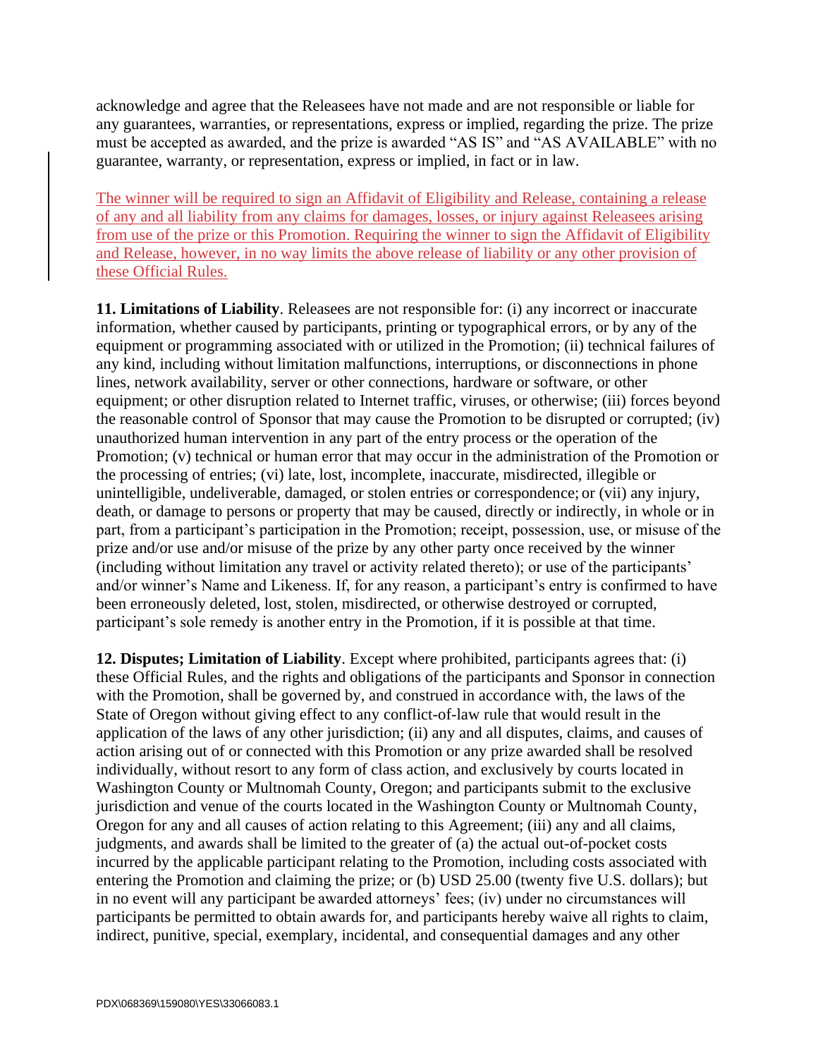acknowledge and agree that the Releasees have not made and are not responsible or liable for any guarantees, warranties, or representations, express or implied, regarding the prize. The prize must be accepted as awarded, and the prize is awarded "AS IS" and "AS AVAILABLE" with no guarantee, warranty, or representation, express or implied, in fact or in law.

The winner will be required to sign an Affidavit of Eligibility and Release, containing a release of any and all liability from any claims for damages, losses, or injury against Releasees arising from use of the prize or this Promotion. Requiring the winner to sign the Affidavit of Eligibility and Release, however, in no way limits the above release of liability or any other provision of these Official Rules.

**11. Limitations of Liability**. Releasees are not responsible for: (i) any incorrect or inaccurate information, whether caused by participants, printing or typographical errors, or by any of the equipment or programming associated with or utilized in the Promotion; (ii) technical failures of any kind, including without limitation malfunctions, interruptions, or disconnections in phone lines, network availability, server or other connections, hardware or software, or other equipment; or other disruption related to Internet traffic, viruses, or otherwise; (iii) forces beyond the reasonable control of Sponsor that may cause the Promotion to be disrupted or corrupted; (iv) unauthorized human intervention in any part of the entry process or the operation of the Promotion; (v) technical or human error that may occur in the administration of the Promotion or the processing of entries; (vi) late, lost, incomplete, inaccurate, misdirected, illegible or unintelligible, undeliverable, damaged, or stolen entries or correspondence; or (vii) any injury, death, or damage to persons or property that may be caused, directly or indirectly, in whole or in part, from a participant's participation in the Promotion; receipt, possession, use, or misuse of the prize and/or use and/or misuse of the prize by any other party once received by the winner (including without limitation any travel or activity related thereto); or use of the participants' and/or winner's Name and Likeness. If, for any reason, a participant's entry is confirmed to have been erroneously deleted, lost, stolen, misdirected, or otherwise destroyed or corrupted, participant's sole remedy is another entry in the Promotion, if it is possible at that time.

**12. Disputes; Limitation of Liability**. Except where prohibited, participants agrees that: (i) these Official Rules, and the rights and obligations of the participants and Sponsor in connection with the Promotion, shall be governed by, and construed in accordance with, the laws of the State of Oregon without giving effect to any conflict-of-law rule that would result in the application of the laws of any other jurisdiction; (ii) any and all disputes, claims, and causes of action arising out of or connected with this Promotion or any prize awarded shall be resolved individually, without resort to any form of class action, and exclusively by courts located in Washington County or Multnomah County, Oregon; and participants submit to the exclusive jurisdiction and venue of the courts located in the Washington County or Multnomah County, Oregon for any and all causes of action relating to this Agreement; (iii) any and all claims, judgments, and awards shall be limited to the greater of (a) the actual out-of-pocket costs incurred by the applicable participant relating to the Promotion, including costs associated with entering the Promotion and claiming the prize; or (b) USD 25.00 (twenty five U.S. dollars); but in no event will any participant be awarded attorneys' fees; (iv) under no circumstances will participants be permitted to obtain awards for, and participants hereby waive all rights to claim, indirect, punitive, special, exemplary, incidental, and consequential damages and any other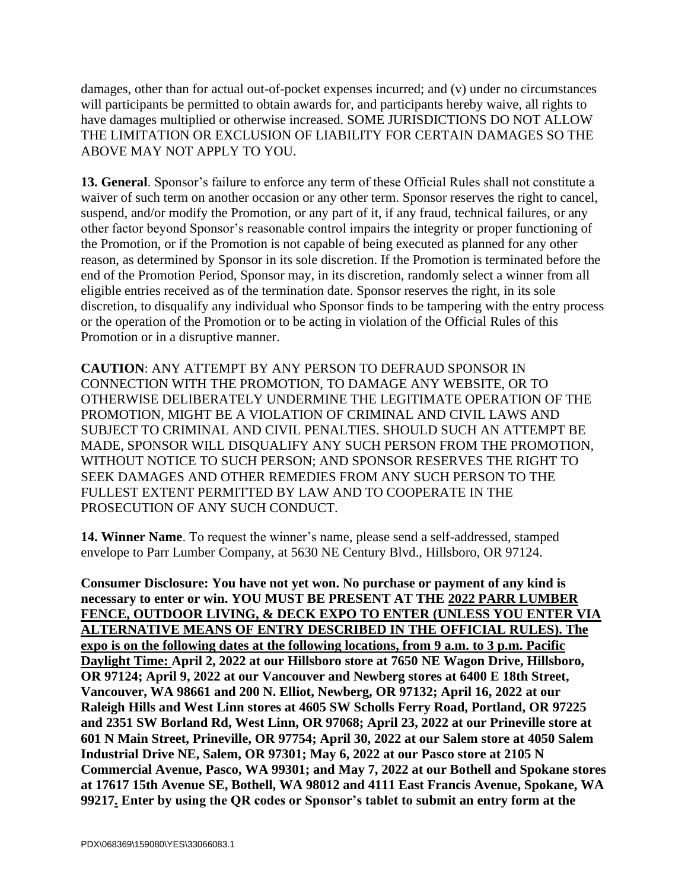damages, other than for actual out-of-pocket expenses incurred; and (v) under no circumstances will participants be permitted to obtain awards for, and participants hereby waive, all rights to have damages multiplied or otherwise increased. SOME JURISDICTIONS DO NOT ALLOW THE LIMITATION OR EXCLUSION OF LIABILITY FOR CERTAIN DAMAGES SO THE ABOVE MAY NOT APPLY TO YOU.

**13. General**. Sponsor's failure to enforce any term of these Official Rules shall not constitute a waiver of such term on another occasion or any other term. Sponsor reserves the right to cancel, suspend, and/or modify the Promotion, or any part of it, if any fraud, technical failures, or any other factor beyond Sponsor's reasonable control impairs the integrity or proper functioning of the Promotion, or if the Promotion is not capable of being executed as planned for any other reason, as determined by Sponsor in its sole discretion. If the Promotion is terminated before the end of the Promotion Period, Sponsor may, in its discretion, randomly select a winner from all eligible entries received as of the termination date. Sponsor reserves the right, in its sole discretion, to disqualify any individual who Sponsor finds to be tampering with the entry process or the operation of the Promotion or to be acting in violation of the Official Rules of this Promotion or in a disruptive manner.

**CAUTION**: ANY ATTEMPT BY ANY PERSON TO DEFRAUD SPONSOR IN CONNECTION WITH THE PROMOTION, TO DAMAGE ANY WEBSITE, OR TO OTHERWISE DELIBERATELY UNDERMINE THE LEGITIMATE OPERATION OF THE PROMOTION, MIGHT BE A VIOLATION OF CRIMINAL AND CIVIL LAWS AND SUBJECT TO CRIMINAL AND CIVIL PENALTIES. SHOULD SUCH AN ATTEMPT BE MADE, SPONSOR WILL DISQUALIFY ANY SUCH PERSON FROM THE PROMOTION, WITHOUT NOTICE TO SUCH PERSON; AND SPONSOR RESERVES THE RIGHT TO SEEK DAMAGES AND OTHER REMEDIES FROM ANY SUCH PERSON TO THE FULLEST EXTENT PERMITTED BY LAW AND TO COOPERATE IN THE PROSECUTION OF ANY SUCH CONDUCT.

**14. Winner Name**. To request the winner's name, please send a self-addressed, stamped envelope to Parr Lumber Company, at 5630 NE Century Blvd., Hillsboro, OR 97124.

**Consumer Disclosure: You have not yet won. No purchase or payment of any kind is necessary to enter or win. YOU MUST BE PRESENT AT THE 2022 PARR LUMBER FENCE, OUTDOOR LIVING, & DECK EXPO TO ENTER (UNLESS YOU ENTER VIA ALTERNATIVE MEANS OF ENTRY DESCRIBED IN THE OFFICIAL RULES). The expo is on the following dates at the following locations, from 9 a.m. to 3 p.m. Pacific Daylight Time: April 2, 2022 at our Hillsboro store at 7650 NE Wagon Drive, Hillsboro, OR 97124; April 9, 2022 at our Vancouver and Newberg stores at 6400 E 18th Street, Vancouver, WA 98661 and 200 N. Elliot, Newberg, OR 97132; April 16, 2022 at our Raleigh Hills and West Linn stores at 4605 SW Scholls Ferry Road, Portland, OR 97225 and 2351 SW Borland Rd, West Linn, OR 97068; April 23, 2022 at our Prineville store at 601 N Main Street, Prineville, OR 97754; April 30, 2022 at our Salem store at 4050 Salem Industrial Drive NE, Salem, OR 97301; May 6, 2022 at our Pasco store at 2105 N Commercial Avenue, Pasco, WA 99301; and May 7, 2022 at our Bothell and Spokane stores at 17617 15th Avenue SE, Bothell, WA 98012 and 4111 East Francis Avenue, Spokane, WA 99217. Enter by using the QR codes or Sponsor's tablet to submit an entry form at the**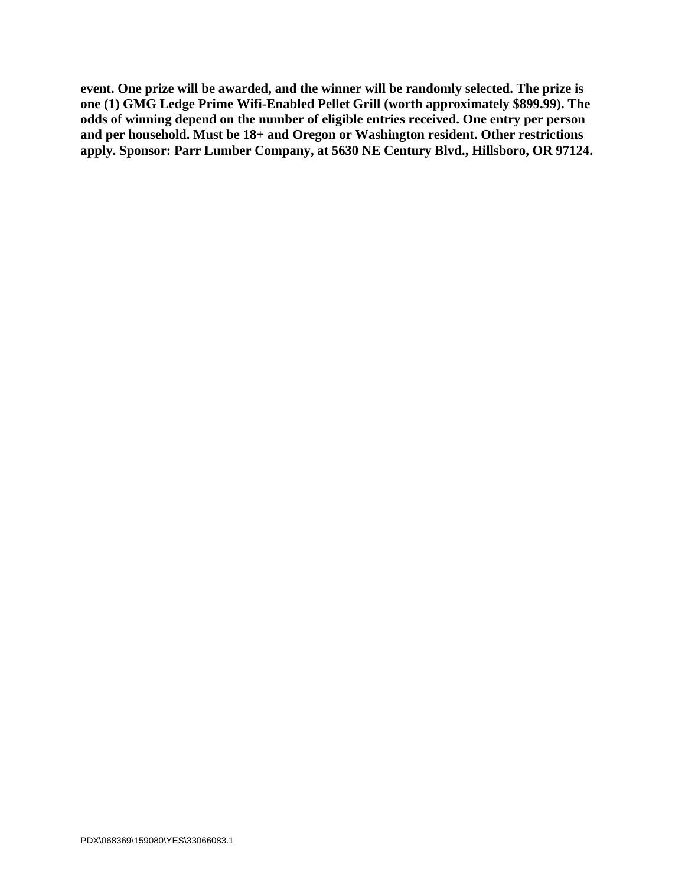**event. One prize will be awarded, and the winner will be randomly selected. The prize is one (1) GMG Ledge Prime Wifi-Enabled Pellet Grill (worth approximately $899.99). The odds of winning depend on the number of eligible entries received. One entry per person and per household. Must be 18+ and Oregon or Washington resident. Other restrictions apply. Sponsor: Parr Lumber Company, at 5630 NE Century Blvd., Hillsboro, OR 97124.**